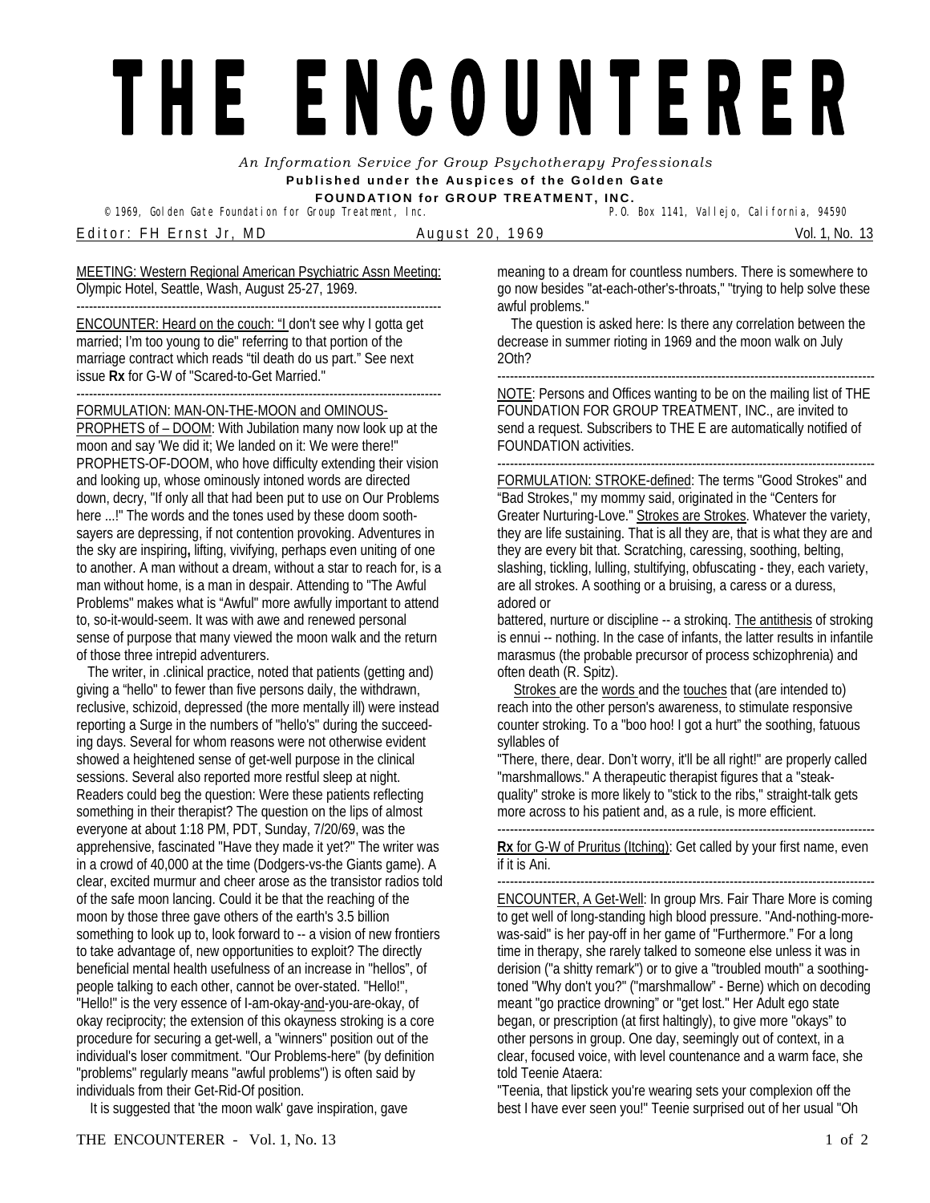# THE ENCOUNTER

*An Information Service for Group Psychotherapy Professionals*

**Published under the Auspices of the Golden Gate FOUNDATION for GROUP TREATMENT, INC.**

© 1969, Golden Gate Foundation for Group Treatment, Inc. P.O. Box 1141, Vallejo, California, 94590

Editor: FH Ernst Jr, MD August 20, 1969 Vol. 1, No. 13

MEETING: Western Regional American Psychiatric Assn Meeting: Olympic Hotel, Seattle, Wash, August 25-27, 1969.

---

ENCOUNTER: Heard on the couch: "I don't see why I gotta get married; I'm too young to die" referring to that portion of the marriage contract which reads "til death do us part." See next issue **Rx** for G-W of "Scared-to-Get Married."

---

FORMULATION: MAN-ON-THE-MOON and OMINOUS-PROPHETS of – DOOM: With Jubilation many now look up at the moon and say 'We did it; We landed on it: We were there!" PROPHETS-OF-DOOM, who hove difficulty extending their vision and looking up, whose ominously intoned words are directed down, decry, "If only all that had been put to use on Our Problems here ...!" The words and the tones used by these doom soothsayers are depressing, if not contention provoking. Adventures in the sky are inspiring**,** lifting, vivifying, perhaps even uniting of one to another. A man without a dream, without a star to reach for, is a man without home, is a man in despair. Attending to "The Awful Problems" makes what is "Awful" more awfully important to attend to, so-it-would-seem. It was with awe and renewed personal sense of purpose that many viewed the moon walk and the return of those three intrepid adventurers.

The writer, in .clinical practice, noted that patients (getting and) giving a "hello" to fewer than five persons daily, the withdrawn, reclusive, schizoid, depressed (the more mentally ill) were instead reporting a Surge in the numbers of "hello's" during the succeeding days. Several for whom reasons were not otherwise evident showed a heightened sense of get-well purpose in the clinical sessions. Several also reported more restful sleep at night. Readers could beg the question: Were these patients reflecting something in their therapist? The question on the lips of almost everyone at about 1:18 PM, PDT, Sunday, 7/20/69, was the apprehensive, fascinated "Have they made it yet?" The writer was in a crowd of 40,000 at the time (Dodgers-vs-the Giants game). A clear, excited murmur and cheer arose as the transistor radios told of the safe moon lancing. Could it be that the reaching of the moon by those three gave others of the earth's 3.5 billion something to look up to, look forward to -- a vision of new frontiers to take advantage of, new opportunities to exploit? The directly beneficial mental health usefulness of an increase in "hellos", of people talking to each other, cannot be over-stated. "Hello!", "Hello!" is the very essence of I-am-okay-and-you-are-okay, of okay reciprocity; the extension of this okayness stroking is a core procedure for securing a get-well, a "winners" position out of the individual's loser commitment. "Our Problems-here" (by definition "problems" regularly means "awful problems") is often said by individuals from their Get-Rid-Of position.

It is suggested that 'the moon walk' gave inspiration, gave meaning to a dream for countless numbers. There is somewhere to go now besides "at-each-other's-throats," "trying to help solve these awful problems."

The question is asked here: Is there any correlation between the decrease in summer rioting in 1969 and the moon walk on July 2Oth?

---

NOTE: Persons and Offices wanting to be on the mailing list of THE FOUNDATION FOR GROUP TREATMENT, INC., are invited to send a request. Subscribers to THE E are automatically notified of FOUNDATION activities.

---

FORMULATION: STROKE-defined: The terms "Good Strokes" and "Bad Strokes," my mommy said, originated in the "Centers for Greater Nurturing-Love." Strokes are Strokes. Whatever the variety, they are life sustaining. That is all they are, that is what they are and they are every bit that. Scratching, caressing, soothing, belting, slashing, tickling, lulling, stultifying, obfuscating - they, each variety, are all strokes. A soothing or a bruising, a caress or a duress, adored or battered, nurture or discipline -- a strokinq. The antithesis of stroking is ennui -- nothing. In the case of infants, the latter results in infantile marasmus (the probable precursor of process schizophrenia) and often death (R. Spitz).

Strokes are the words and the touches that (are intended to) reach into the other person's awareness, to stimulate responsive counter stroking. To a "boo hoo! I got a hurt" the soothing, fatuous syllables of "There, there, dear. Don't worry, it'll be all right!" are properly called "marshmallows." A therapeutic therapist figures that a "steak-quality" stroke is more likely to "stick to the ribs," straight-talk gets more across to his patient and, as a rule, is more efficient.

---

**Rx** for G-W of Pruritus (Itching): Get called by your first name, even if it is Ani.

---

ENCOUNTER, A Get-Well: In group Mrs. Fair Thare More is coming to get well of long-standing high blood pressure. "And-nothing-more-was-said" is her pay-off in her game of "Furthermore." For a long time in therapy, she rarely talked to someone else unless it was in derision ("a shitty remark") or to give a "troubled mouth" a soothing-toned "Why don't you?" ("marshmallow" - Berne) which on decoding meant "go practice drowning" or "get lost." Her Adult ego state began, or prescription (at first haltingly), to give more "okays" to other persons in group. One day, seemingly out of context, in a clear, focused voice, with level countenance and a warm face, she told Teenie Ataera:

"Teenia, that lipstick you're wearing sets your complexion off the best I have ever seen you!" Teenie surprised out of her usual "Oh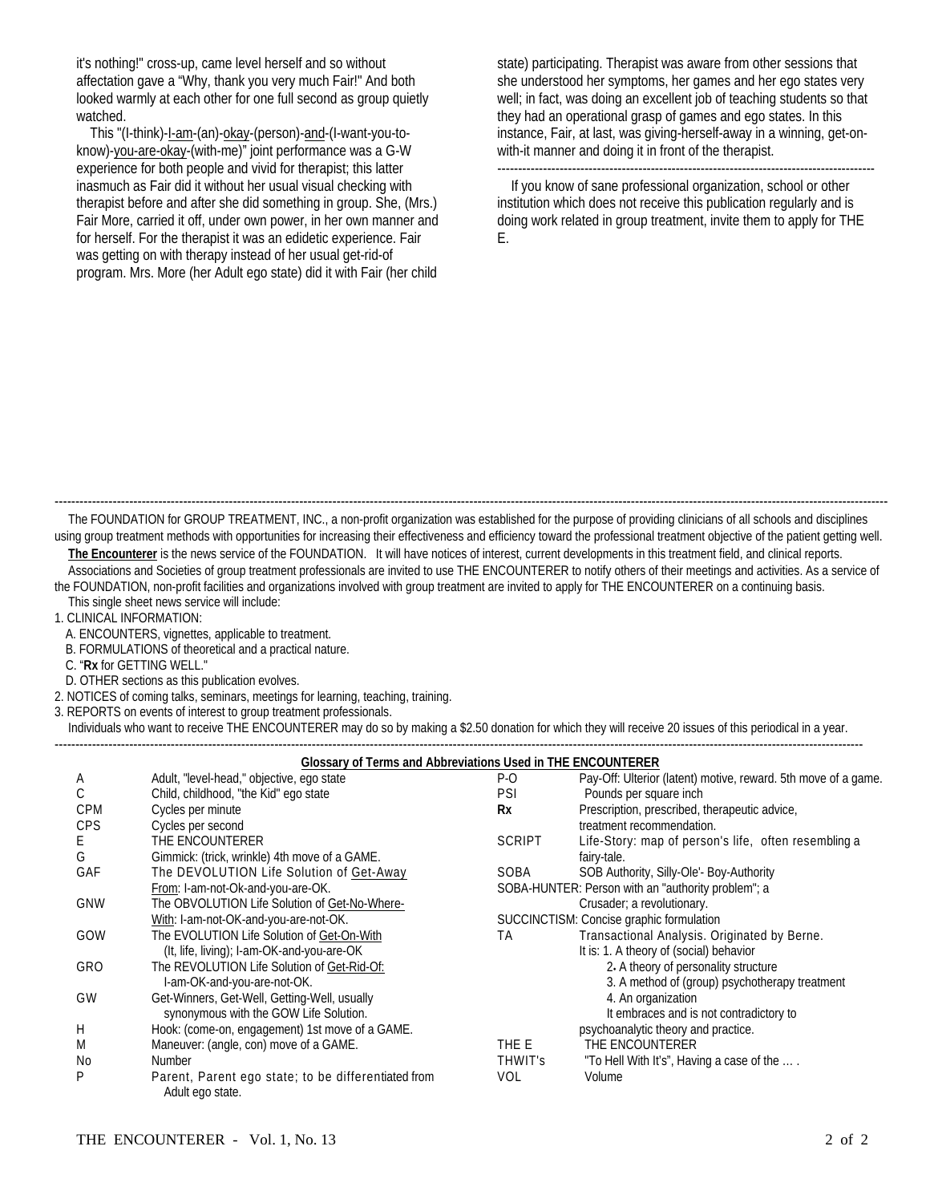it's nothing!" cross-up, came level herself and so without affectation gave a "Why, thank you very much Fair!" And both looked warmly at each other for one full second as group quietly watched.

This "(I-think)-I-am-(an)-okay-(person)-and-(I-want-you-to-know)-you-are-okay-(with-me)" joint performance was a G-W experience for both people and vivid for therapist; this latter inasmuch as Fair did it without her usual visual checking with therapist before and after she did something in group. She, (Mrs.) Fair More, carried it off, under own power, in her own manner and for herself. For the therapist it was an edidetic experience. Fair was getting on with therapy instead of her usual get-rid-of program. Mrs. More (her Adult ego state) did it with Fair (her child state) participating. Therapist was aware from other sessions that she understood her symptoms, her games and her ego states very well; in fact, was doing an excellent job of teaching students so that they had an operational grasp of games and ego states. In this instance, Fair, at last, was giving-herself-away in a winning, get-on-with-it manner and doing it in front of the therapist.

---

If you know of sane professional organization, school or other institution which does not receive this publication regularly and is doing work related in group treatment, invite them to apply for THE E.

---

The FOUNDATION for GROUP TREATMENT, INC., a non-profit organization was established for the purpose of providing clinicians of all schools and disciplines using group treatment methods with opportunities for increasing their effectiveness and efficiency toward the professional treatment objective of the patient getting well.

**The Encounterer** is the news service of the FOUNDATION. It will have notices of interest, current developments in this treatment field, and clinical reports.

Associations and Societies of group treatment professionals are invited to use THE ENCOUNTERER to notify others of their meetings and activities. As a service of the FOUNDATION, non-profit facilities and organizations involved with group treatment are invited to apply for THE ENCOUNTERER on a continuing basis.

This single sheet news service will include:

1. CLINICAL INFORMATION:
   - A. ENCOUNTERS, vignettes, applicable to treatment.
   - B. FORMULATIONS of theoretical and a practical nature.
   - C. "**Rx** for GETTING WELL."
   - D. OTHER sections as this publication evolves.
2. NOTICES of coming talks, seminars, meetings for learning, teaching, training.
3. REPORTS on events of interest to group treatment professionals.

Individuals who want to receive THE ENCOUNTERER may do so by making a $2.50 donation for which they will receive 20 issues of this periodical in a year.

---

**Glossary of Terms and Abbreviations Used in THE ENCOUNTERER**

| | |
|---|---|
| A | Adult, "level-head," objective, ego state |
| C | Child, childhood, "the Kid" ego state |
| CPM | Cycles per minute |
| CPS | Cycles per second |
| E | THE ENCOUNTERER |
| G | Gimmick: (trick, wrinkle) 4th move of a GAME. |
| GAF | The DEVOLUTION Life Solution of Get-Away From: I-am-not-Ok-and-you-are-OK. |
| GNW | The OBVOLUTION Life Solution of Get-No-Where-With: I-am-not-OK-and-you-are-not-OK. |
| GOW | The EVOLUTION Life Solution of Get-On-With (It, life, living); I-am-OK-and-you-are-OK |
| GRO | The REVOLUTION Life Solution of Get-Rid-Of: I-am-OK-and-you-are-not-OK. |
| GW | Get-Winners, Get-Well, Getting-Well, usually synonymous with the GOW Life Solution. |
| H | Hook: (come-on, engagement) 1st move of a GAME. |
| M | Maneuver: (angle, con) move of a GAME. |
| No | Number |
| P | Parent, Parent ego state; to be differentiated from Adult ego state. |
| P-O | Pay-Off: Ulterior (latent) motive, reward. 5th move of a game. |
| PSI | Pounds per square inch |
| **Rx** | Prescription, prescribed, therapeutic advice, treatment recommendation. |
| SCRIPT | Life-Story: map of person's life, often resembling a fairy-tale. |
| SOBA | SOB Authority, Silly-Ole'- Boy-Authority |
| SOBA-HUNTER | Person with an "authority problem"; a Crusader; a revolutionary. |
| SUCCINCTISM | Concise graphic formulation |
| TA | Transactional Analysis. Originated by Berne. It is: 1. A theory of (social) behavior 2. A theory of personality structure 3. A method of (group) psychotherapy treatment 4. An organization. It embraces and is not contradictory to psychoanalytic theory and practice. |
| THE E | THE ENCOUNTERER |
| THWIT's | "To Hell With It's", Having a case of the … . |
| VOL | Volume |